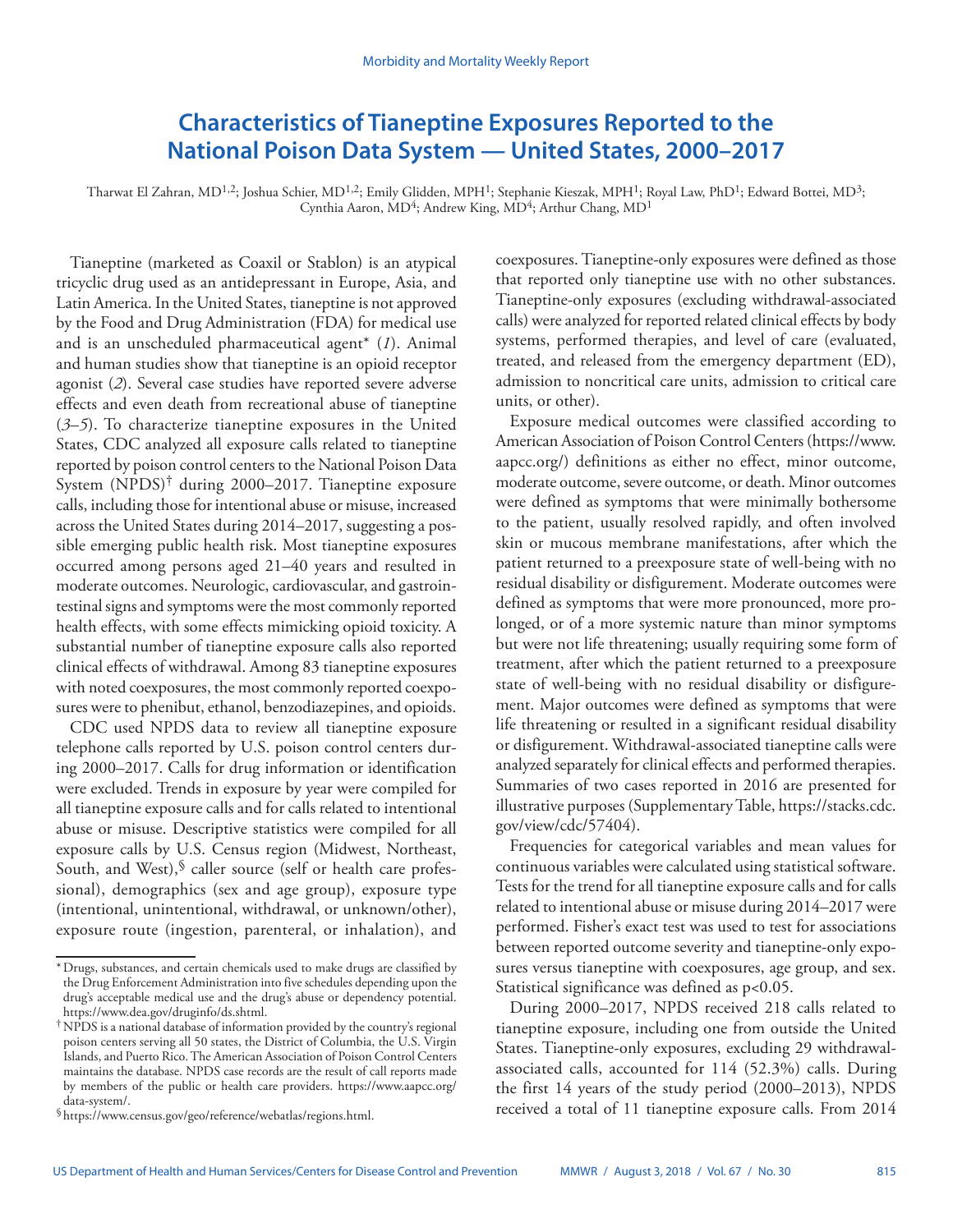# Characteristics of Tianeptine Exposures Reported to the National Poison Data System — United States, 2000–2017

Tharwat El Zahran, MD[1,2]; Joshua Schier, MD[1,2]; Emily Glidden, MPH[1]; Stephanie Kieszak, MPH[1]; Royal Law, PhD[1]; Edward Bottei, MD[3]; Cynthia Aaron, MD[4]; Andrew King, MD[4]; Arthur Chang, MD[1]

Tianeptine (marketed as Coaxil or Stablon) is an atypical tricyclic drug used as an antidepressant in Europe, Asia, and Latin America. In the United States, tianeptine is not approved by the Food and Drug Administration (FDA) for medical use and is an unscheduled pharmaceutical agent* (*1*). Animal and human studies show that tianeptine is an opioid receptor agonist (*2*). Several case studies have reported severe adverse effects and even death from recreational abuse of tianeptine (*3*–*5*). To characterize tianeptine exposures in the United States, CDC analyzed all exposure calls related to tianeptine reported by poison control centers to the National Poison Data System (NPDS)[†] during 2000–2017. Tianeptine exposure calls, including those for intentional abuse or misuse, increased across the United States during 2014–2017, suggesting a possible emerging public health risk. Most tianeptine exposures occurred among persons aged 21–40 years and resulted in moderate outcomes. Neurologic, cardiovascular, and gastrointestinal signs and symptoms were the most commonly reported health effects, with some effects mimicking opioid toxicity. A substantial number of tianeptine exposure calls also reported clinical effects of withdrawal. Among 83 tianeptine exposures with noted coexposures, the most commonly reported coexposures were to phenibut, ethanol, benzodiazepines, and opioids.

CDC used NPDS data to review all tianeptine exposure telephone calls reported by U.S. poison control centers during 2000–2017. Calls for drug information or identification were excluded. Trends in exposure by year were compiled for all tianeptine exposure calls and for calls related to intentional abuse or misuse. Descriptive statistics were compiled for all exposure calls by U.S. Census region (Midwest, Northeast, South, and West),[§] caller source (self or health care professional), demographics (sex and age group), exposure type (intentional, unintentional, withdrawal, or unknown/other), exposure route (ingestion, parenteral, or inhalation), and coexposures. Tianeptine-only exposures were defined as those that reported only tianeptine use with no other substances. Tianeptine-only exposures (excluding withdrawal-associated calls) were analyzed for reported related clinical effects by body systems, performed therapies, and level of care (evaluated, treated, and released from the emergency department (ED), admission to noncritical care units, admission to critical care units, or other).

Exposure medical outcomes were classified according to American Association of Poison Control Centers (https://www.aapcc.org/) definitions as either no effect, minor outcome, moderate outcome, severe outcome, or death. Minor outcomes were defined as symptoms that were minimally bothersome to the patient, usually resolved rapidly, and often involved skin or mucous membrane manifestations, after which the patient returned to a preexposure state of well-being with no residual disability or disfigurement. Moderate outcomes were defined as symptoms that were more pronounced, more prolonged, or of a more systemic nature than minor symptoms but were not life threatening; usually requiring some form of treatment, after which the patient returned to a preexposure state of well-being with no residual disability or disfigurement. Major outcomes were defined as symptoms that were life threatening or resulted in a significant residual disability or disfigurement. Withdrawal-associated tianeptine calls were analyzed separately for clinical effects and performed therapies. Summaries of two cases reported in 2016 are presented for illustrative purposes (Supplementary Table, https://stacks.cdc.gov/view/cdc/57404).

Frequencies for categorical variables and mean values for continuous variables were calculated using statistical software. Tests for the trend for all tianeptine exposure calls and for calls related to intentional abuse or misuse during 2014–2017 were performed. Fisher's exact test was used to test for associations between reported outcome severity and tianeptine-only exposures versus tianeptine with coexposures, age group, and sex. Statistical significance was defined as $p<0.05$.

During 2000–2017, NPDS received 218 calls related to tianeptine exposure, including one from outside the United States. Tianeptine-only exposures, excluding 29 withdrawal-associated calls, accounted for 114 (52.3%) calls. During the first 14 years of the study period (2000–2013), NPDS received a total of 11 tianeptine exposure calls. From 2014

---

\* Drugs, substances, and certain chemicals used to make drugs are classified by the Drug Enforcement Administration into five schedules depending upon the drug's acceptable medical use and the drug's abuse or dependency potential. https://www.dea.gov/druginfo/ds.shtml.

† NPDS is a national database of information provided by the country's regional poison centers serving all 50 states, the District of Columbia, the U.S. Virgin Islands, and Puerto Rico. The American Association of Poison Control Centers maintains the database. NPDS case records are the result of call reports made by members of the public or health care providers. https://www.aapcc.org/data-system/.

§ https://www.census.gov/geo/reference/webatlas/regions.html.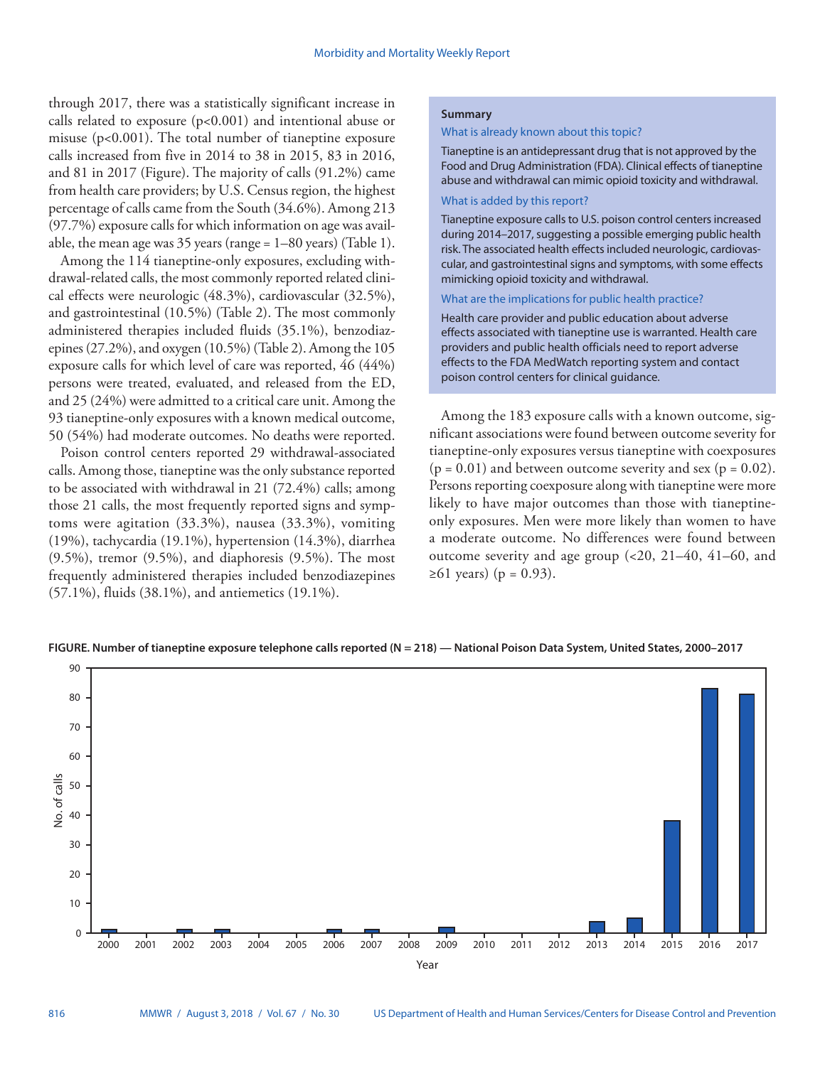through 2017, there was a statistically significant increase in calls related to exposure ($p<0.001$) and intentional abuse or misuse ($p<0.001$). The total number of tianeptine exposure calls increased from five in 2014 to 38 in 2015, 83 in 2016, and 81 in 2017 (Figure). The majority of calls (91.2%) came from health care providers; by U.S. Census region, the highest percentage of calls came from the South (34.6%). Among 213 (97.7%) exposure calls for which information on age was available, the mean age was 35 years (range = 1–80 years) (Table 1).

Among the 114 tianeptine-only exposures, excluding withdrawal-related calls, the most commonly reported related clinical effects were neurologic (48.3%), cardiovascular (32.5%), and gastrointestinal (10.5%) (Table 2). The most commonly administered therapies included fluids (35.1%), benzodiazepines (27.2%), and oxygen (10.5%) (Table 2). Among the 105 exposure calls for which level of care was reported, 46 (44%) persons were treated, evaluated, and released from the ED, and 25 (24%) were admitted to a critical care unit. Among the 93 tianeptine-only exposures with a known medical outcome, 50 (54%) had moderate outcomes. No deaths were reported.

Poison control centers reported 29 withdrawal-associated calls. Among those, tianeptine was the only substance reported to be associated with withdrawal in 21 (72.4%) calls; among those 21 calls, the most frequently reported signs and symptoms were agitation (33.3%), nausea (33.3%), vomiting (19%), tachycardia (19.1%), hypertension (14.3%), diarrhea (9.5%), tremor (9.5%), and diaphoresis (9.5%). The most frequently administered therapies included benzodiazepines (57.1%), fluids (38.1%), and antiemetics (19.1%).

**Summary**

What is already known about this topic?

Tianeptine is an antidepressant drug that is not approved by the Food and Drug Administration (FDA). Clinical effects of tianeptine abuse and withdrawal can mimic opioid toxicity and withdrawal.

What is added by this report?

Tianeptine exposure calls to U.S. poison control centers increased during 2014–2017, suggesting a possible emerging public health risk. The associated health effects included neurologic, cardiovascular, and gastrointestinal signs and symptoms, with some effects mimicking opioid toxicity and withdrawal.

What are the implications for public health practice?

Health care provider and public education about adverse effects associated with tianeptine use is warranted. Health care providers and public health officials need to report adverse effects to the FDA MedWatch reporting system and contact poison control centers for clinical guidance.

Among the 183 exposure calls with a known outcome, significant associations were found between outcome severity for tianeptine-only exposures versus tianeptine with coexposures ($p = 0.01$) and between outcome severity and sex ($p = 0.02$). Persons reporting coexposure along with tianeptine were more likely to have major outcomes than those with tianeptine-only exposures. Men were more likely than women to have a moderate outcome. No differences were found between outcome severity and age group (<20, 21–40, 41–60, and ≥61 years) ($p = 0.93$).

**FIGURE. Number of tianeptine exposure telephone calls reported (N = 218) — National Poison Data System, United States, 2000–2017**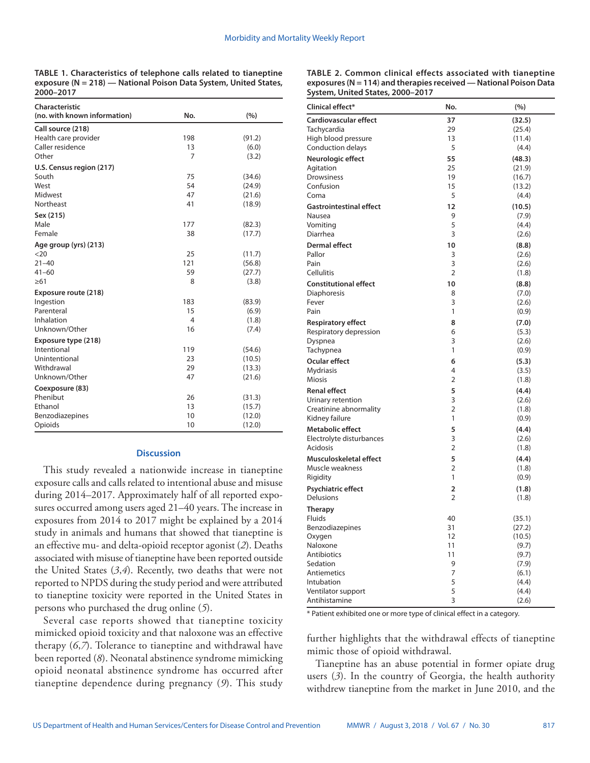**TABLE 1. Characteristics of telephone calls related to tianeptine exposure (N = 218) — National Poison Data System, United States, 2000–2017**

| Characteristic (no. with known information) | No. | (%) |
|---|---|---|
| **Call source (218)** | | |
| Health care provider | 198 | (91.2) |
| Caller residence | 13 | (6.0) |
| Other | 7 | (3.2) |
| **U.S. Census region (217)** | | |
| South | 75 | (34.6) |
| West | 54 | (24.9) |
| Midwest | 47 | (21.6) |
| Northeast | 41 | (18.9) |
| **Sex (215)** | | |
| Male | 177 | (82.3) |
| Female | 38 | (17.7) |
| **Age group (yrs) (213)** | | |
| <20 | 25 | (11.7) |
| 21–40 | 121 | (56.8) |
| 41–60 | 59 | (27.7) |
| ≥61 | 8 | (3.8) |
| **Exposure route (218)** | | |
| Ingestion | 183 | (83.9) |
| Parenteral | 15 | (6.9) |
| Inhalation | 4 | (1.8) |
| Unknown/Other | 16 | (7.4) |
| **Exposure type (218)** | | |
| Intentional | 119 | (54.6) |
| Unintentional | 23 | (10.5) |
| Withdrawal | 29 | (13.3) |
| Unknown/Other | 47 | (21.6) |
| **Coexposure (83)** | | |
| Phenibut | 26 | (31.3) |
| Ethanol | 13 | (15.7) |
| Benzodiazepines | 10 | (12.0) |
| Opioids | 10 | (12.0) |

**TABLE 2. Common clinical effects associated with tianeptine exposures (N = 114) and therapies received — National Poison Data System, United States, 2000–2017**

| Clinical effect* | No. | (%) |
|---|---|---|
| **Cardiovascular effect** | **37** | **(32.5)** |
| Tachycardia | 29 | (25.4) |
| High blood pressure | 13 | (11.4) |
| Conduction delays | 5 | (4.4) |
| **Neurologic effect** | **55** | **(48.3)** |
| Agitation | 25 | (21.9) |
| Drowsiness | 19 | (16.7) |
| Confusion | 15 | (13.2) |
| Coma | 5 | (4.4) |
| **Gastrointestinal effect** | **12** | **(10.5)** |
| Nausea | 9 | (7.9) |
| Vomiting | 5 | (4.4) |
| Diarrhea | 3 | (2.6) |
| **Dermal effect** | **10** | **(8.8)** |
| Pallor | 3 | (2.6) |
| Pain | 3 | (2.6) |
| Cellulitis | 2 | (1.8) |
| **Constitutional effect** | **10** | **(8.8)** |
| Diaphoresis | 8 | (7.0) |
| Fever | 3 | (2.6) |
| Pain | 1 | (0.9) |
| **Respiratory effect** | **8** | **(7.0)** |
| Respiratory depression | 6 | (5.3) |
| Dyspnea | 3 | (2.6) |
| Tachypnea | 1 | (0.9) |
| **Ocular effect** | **6** | **(5.3)** |
| Mydriasis | 4 | (3.5) |
| Miosis | 2 | (1.8) |
| **Renal effect** | **5** | **(4.4)** |
| Urinary retention | 3 | (2.6) |
| Creatinine abnormality | 2 | (1.8) |
| Kidney failure | 1 | (0.9) |
| **Metabolic effect** | **5** | **(4.4)** |
| Electrolyte disturbances | 3 | (2.6) |
| Acidosis | 2 | (1.8) |
| **Musculoskeletal effect** | **5** | **(4.4)** |
| Muscle weakness | 2 | (1.8) |
| Rigidity | 1 | (0.9) |
| **Psychiatric effect** | **2** | **(1.8)** |
| Delusions | 2 | (1.8) |
| **Therapy** | | |
| Fluids | 40 | (35.1) |
| Benzodiazepines | 31 | (27.2) |
| Oxygen | 12 | (10.5) |
| Naloxone | 11 | (9.7) |
| Antibiotics | 11 | (9.7) |
| Sedation | 9 | (7.9) |
| Antiemetics | 7 | (6.1) |
| Intubation | 5 | (4.4) |
| Ventilator support | 5 | (4.4) |
| Antihistamine | 3 | (2.6) |

\* Patient exhibited one or more type of clinical effect in a category.

## Discussion

This study revealed a nationwide increase in tianeptine exposure calls and calls related to intentional abuse and misuse during 2014–2017. Approximately half of all reported exposures occurred among users aged 21–40 years. The increase in exposures from 2014 to 2017 might be explained by a 2014 study in animals and humans that showed that tianeptine is an effective mu- and delta-opioid receptor agonist (*2*). Deaths associated with misuse of tianeptine have been reported outside the United States (*3*,*4*). Recently, two deaths that were not reported to NPDS during the study period and were attributed to tianeptine toxicity were reported in the United States in persons who purchased the drug online (*5*).

Several case reports showed that tianeptine toxicity mimicked opioid toxicity and that naloxone was an effective therapy (*6*,*7*). Tolerance to tianeptine and withdrawal have been reported (*8*). Neonatal abstinence syndrome mimicking opioid neonatal abstinence syndrome has occurred after tianeptine dependence during pregnancy (*9*). This study further highlights that the withdrawal effects of tianeptine mimic those of opioid withdrawal.

Tianeptine has an abuse potential in former opiate drug users (*3*). In the country of Georgia, the health authority withdrew tianeptine from the market in June 2010, and the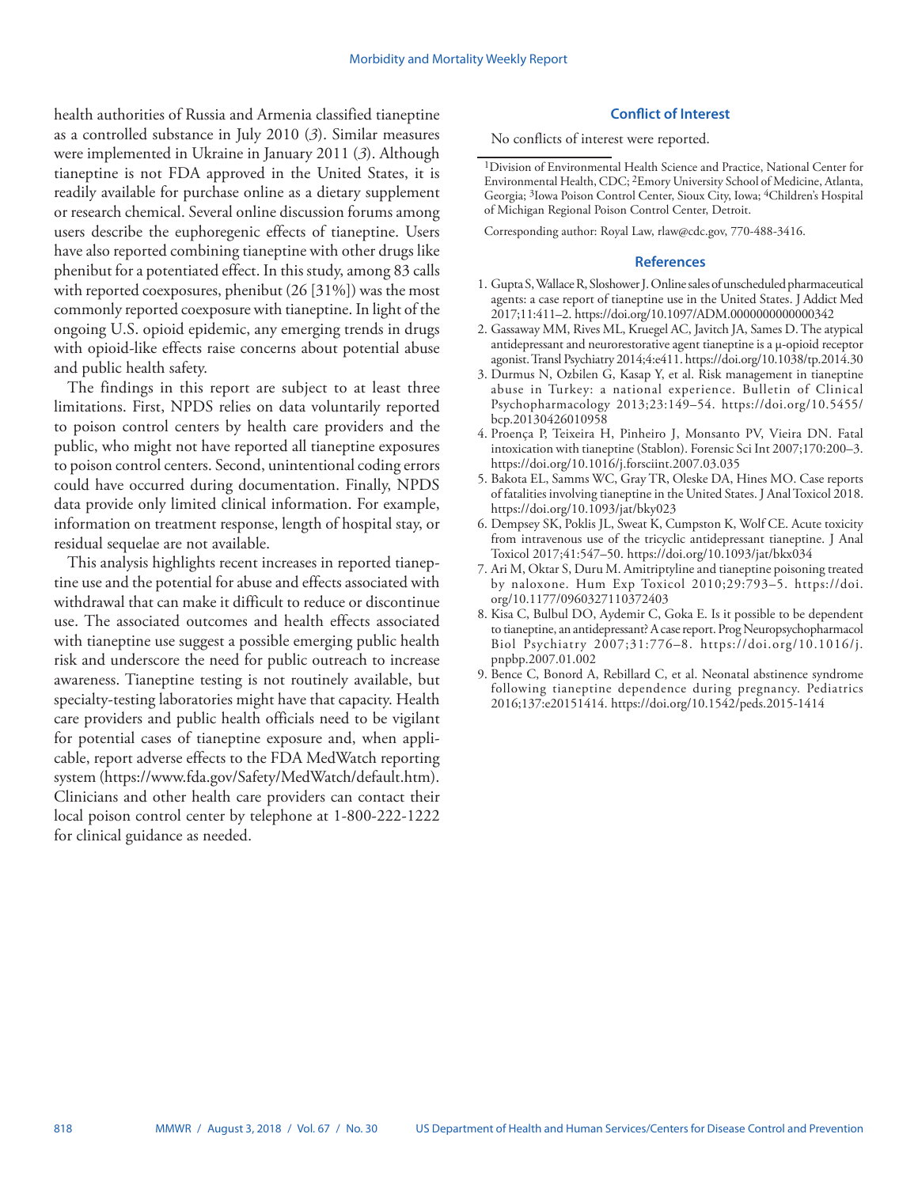health authorities of Russia and Armenia classified tianeptine as a controlled substance in July 2010 (*3*). Similar measures were implemented in Ukraine in January 2011 (*3*). Although tianeptine is not FDA approved in the United States, it is readily available for purchase online as a dietary supplement or research chemical. Several online discussion forums among users describe the euphoregenic effects of tianeptine. Users have also reported combining tianeptine with other drugs like phenibut for a potentiated effect. In this study, among 83 calls with reported coexposures, phenibut (26 [31%]) was the most commonly reported coexposure with tianeptine. In light of the ongoing U.S. opioid epidemic, any emerging trends in drugs with opioid-like effects raise concerns about potential abuse and public health safety.

The findings in this report are subject to at least three limitations. First, NPDS relies on data voluntarily reported to poison control centers by health care providers and the public, who might not have reported all tianeptine exposures to poison control centers. Second, unintentional coding errors could have occurred during documentation. Finally, NPDS data provide only limited clinical information. For example, information on treatment response, length of hospital stay, or residual sequelae are not available.

This analysis highlights recent increases in reported tianeptine use and the potential for abuse and effects associated with withdrawal that can make it difficult to reduce or discontinue use. The associated outcomes and health effects associated with tianeptine use suggest a possible emerging public health risk and underscore the need for public outreach to increase awareness. Tianeptine testing is not routinely available, but specialty-testing laboratories might have that capacity. Health care providers and public health officials need to be vigilant for potential cases of tianeptine exposure and, when applicable, report adverse effects to the FDA MedWatch reporting system (https://www.fda.gov/Safety/MedWatch/default.htm). Clinicians and other health care providers can contact their local poison control center by telephone at 1-800-222-1222 for clinical guidance as needed.

## Conflict of Interest

No conflicts of interest were reported.

---

[1]Division of Environmental Health Science and Practice, National Center for Environmental Health, CDC; [2]Emory University School of Medicine, Atlanta, Georgia; [3]Iowa Poison Control Center, Sioux City, Iowa; [4]Children's Hospital of Michigan Regional Poison Control Center, Detroit.

Corresponding author: Royal Law, rlaw@cdc.gov, 770-488-3416.

## References

1. Gupta S, Wallace R, Sloshower J. Online sales of unscheduled pharmaceutical agents: a case report of tianeptine use in the United States. J Addict Med 2017;11:411–2. https://doi.org/10.1097/ADM.0000000000000342
2. Gassaway MM, Rives ML, Kruegel AC, Javitch JA, Sames D. The atypical antidepressant and neurorestorative agent tianeptine is a μ-opioid receptor agonist. Transl Psychiatry 2014;4:e411. https://doi.org/10.1038/tp.2014.30
3. Durmus N, Ozbilen G, Kasap Y, et al. Risk management in tianeptine abuse in Turkey: a national experience. Bulletin of Clinical Psychopharmacology 2013;23:149–54. https://doi.org/10.5455/bcp.20130426010958
4. Proença P, Teixeira H, Pinheiro J, Monsanto PV, Vieira DN. Fatal intoxication with tianeptine (Stablon). Forensic Sci Int 2007;170:200–3. https://doi.org/10.1016/j.forsciint.2007.03.035
5. Bakota EL, Samms WC, Gray TR, Oleske DA, Hines MO. Case reports of fatalities involving tianeptine in the United States. J Anal Toxicol 2018. https://doi.org/10.1093/jat/bky023
6. Dempsey SK, Poklis JL, Sweat K, Cumpston K, Wolf CE. Acute toxicity from intravenous use of the tricyclic antidepressant tianeptine. J Anal Toxicol 2017;41:547–50. https://doi.org/10.1093/jat/bkx034
7. Ari M, Oktar S, Duru M. Amitriptyline and tianeptine poisoning treated by naloxone. Hum Exp Toxicol 2010;29:793–5. https://doi.org/10.1177/0960327110372403
8. Kisa C, Bulbul DO, Aydemir C, Goka E. Is it possible to be dependent to tianeptine, an antidepressant? A case report. Prog Neuropsychopharmacol Biol Psychiatry 2007;31:776–8. https://doi.org/10.1016/j.pnpbp.2007.01.002
9. Bence C, Bonord A, Rebillard C, et al. Neonatal abstinence syndrome following tianeptine dependence during pregnancy. Pediatrics 2016;137:e20151414. https://doi.org/10.1542/peds.2015-1414